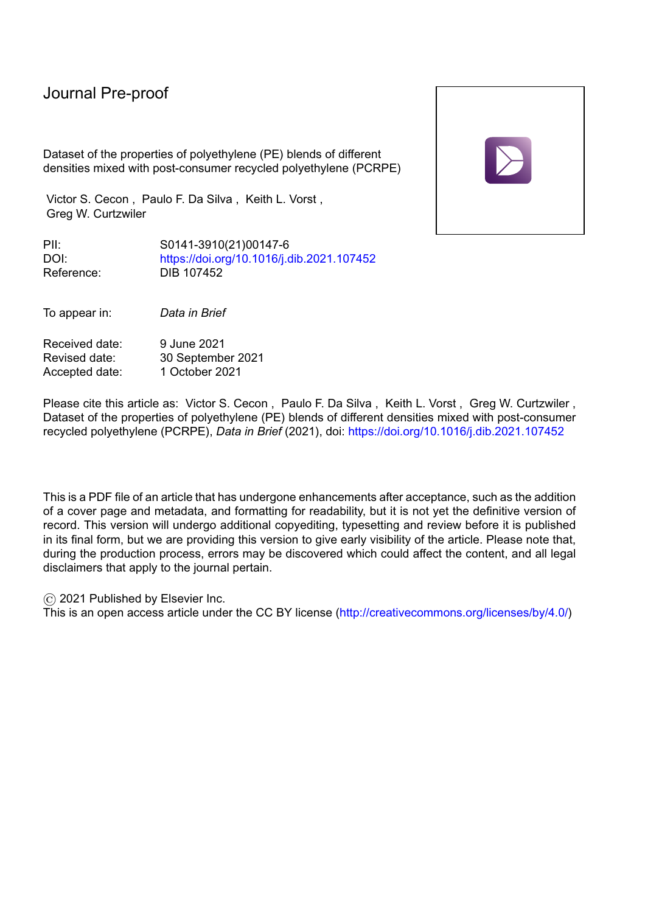Journal Pre-proof

Dataset of the properties of polyethylene (PE) blends of different densities mixed with post-consumer recycled polyethylene (PCRPE)

Victor S. Cecon , Paulo F. Da Silva , Keith L. Vorst , Greg W. Curtzwiler

| | |
|---|---|
| PII: | S0141-3910(21)00147-6 |
| DOI: | https://doi.org/10.1016/j.dib.2021.107452 |
| Reference: | DIB 107452 |

To appear in: *Data in Brief*

| | |
|---|---|
| Received date: | 9 June 2021 |
| Revised date: | 30 September 2021 |
| Accepted date: | 1 October 2021 |

Please cite this article as: Victor S. Cecon , Paulo F. Da Silva , Keith L. Vorst , Greg W. Curtzwiler , Dataset of the properties of polyethylene (PE) blends of different densities mixed with post-consumer recycled polyethylene (PCRPE), *Data in Brief* (2021), doi: https://doi.org/10.1016/j.dib.2021.107452

This is a PDF file of an article that has undergone enhancements after acceptance, such as the addition of a cover page and metadata, and formatting for readability, but it is not yet the definitive version of record. This version will undergo additional copyediting, typesetting and review before it is published in its final form, but we are providing this version to give early visibility of the article. Please note that, during the production process, errors may be discovered which could affect the content, and all legal disclaimers that apply to the journal pertain.

© 2021 Published by Elsevier Inc.
This is an open access article under the CC BY license (http://creativecommons.org/licenses/by/4.0/)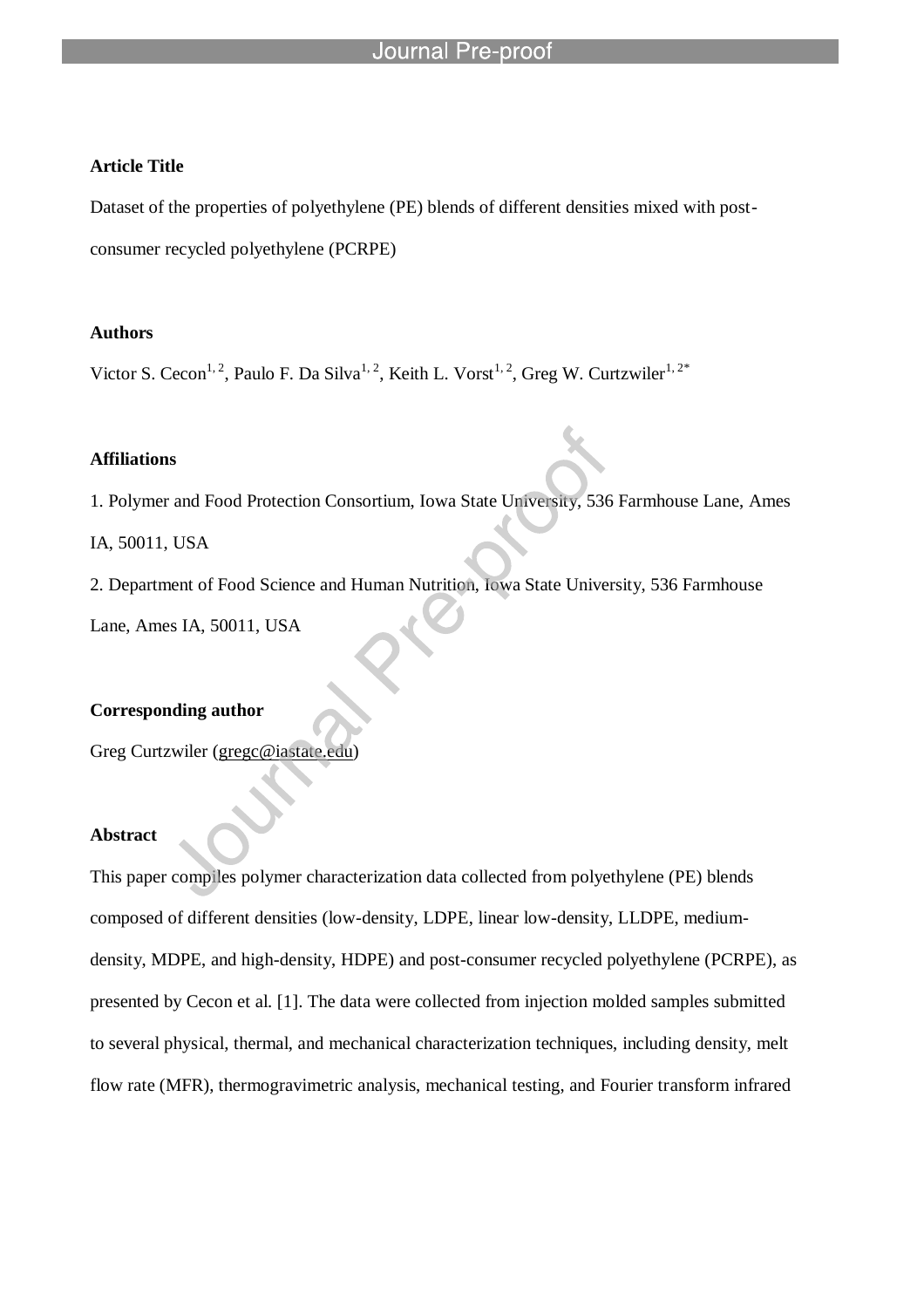**Article Title**

Dataset of the properties of polyethylene (PE) blends of different densities mixed with post-consumer recycled polyethylene (PCRPE)

**Authors**

Victor S. Cecon[1, 2], Paulo F. Da Silva[1, 2], Keith L. Vorst[1, 2], Greg W. Curtzwiler[1, 2*]

**Affiliations**

1. Polymer and Food Protection Consortium, Iowa State University, 536 Farmhouse Lane, Ames IA, 50011, USA

2. Department of Food Science and Human Nutrition, Iowa State University, 536 Farmhouse Lane, Ames IA, 50011, USA

**Corresponding author**

Greg Curtzwiler (gregc@iastate.edu)

**Abstract**

This paper compiles polymer characterization data collected from polyethylene (PE) blends composed of different densities (low-density, LDPE, linear low-density, LLDPE, medium-density, MDPE, and high-density, HDPE) and post-consumer recycled polyethylene (PCRPE), as presented by Cecon et al. [1]. The data were collected from injection molded samples submitted to several physical, thermal, and mechanical characterization techniques, including density, melt flow rate (MFR), thermogravimetric analysis, mechanical testing, and Fourier transform infrared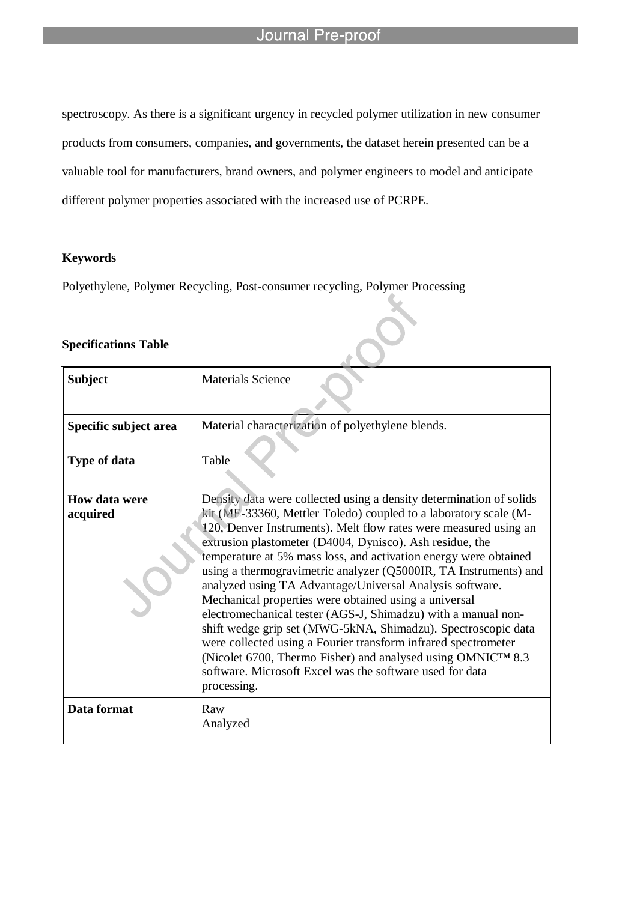spectroscopy. As there is a significant urgency in recycled polymer utilization in new consumer products from consumers, companies, and governments, the dataset herein presented can be a valuable tool for manufacturers, brand owners, and polymer engineers to model and anticipate different polymer properties associated with the increased use of PCRPE.

**Keywords**

Polyethylene, Polymer Recycling, Post-consumer recycling, Polymer Processing

**Specifications Table**

| **Subject** | Materials Science |
|---|---|
| **Specific subject area** | Material characterization of polyethylene blends. |
| **Type of data** | Table |
| **How data were acquired** | Density data were collected using a density determination of solids kit (ME-33360, Mettler Toledo) coupled to a laboratory scale (M-120, Denver Instruments). Melt flow rates were measured using an extrusion plastometer (D4004, Dynisco). Ash residue, the temperature at 5% mass loss, and activation energy were obtained using a thermogravimetric analyzer (Q5000IR, TA Instruments) and analyzed using TA Advantage/Universal Analysis software. Mechanical properties were obtained using a universal electromechanical tester (AGS-J, Shimadzu) with a manual non-shift wedge grip set (MWG-5kNA, Shimadzu). Spectroscopic data were collected using a Fourier transform infrared spectrometer (Nicolet 6700, Thermo Fisher) and analysed using OMNIC™ 8.3 software. Microsoft Excel was the software used for data processing. |
| **Data format** | Raw<br>Analyzed |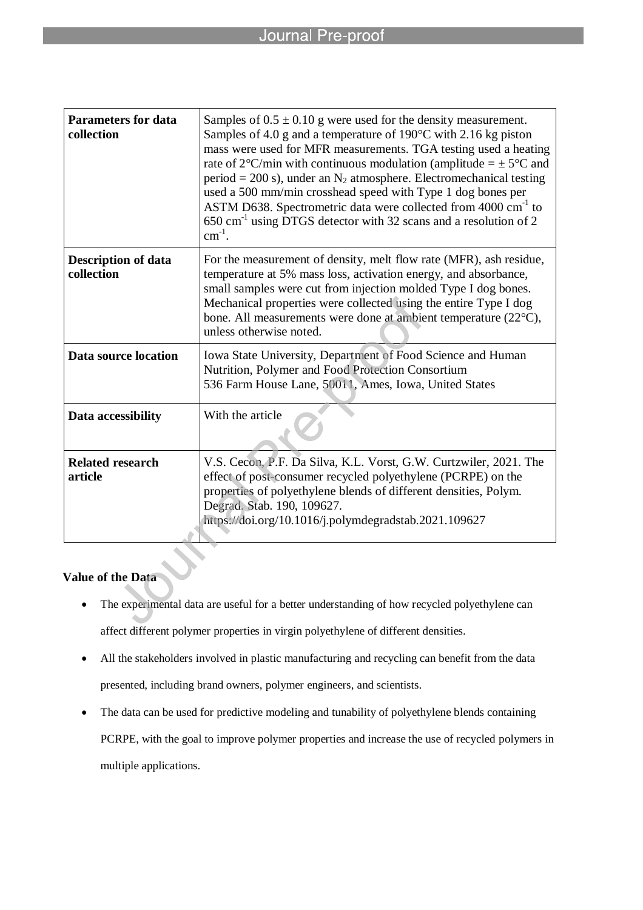| | |
|---|---|
| **Parameters for data collection** | Samples of 0.5 ± 0.10 g were used for the density measurement. Samples of 4.0 g and a temperature of 190°C with 2.16 kg piston mass were used for MFR measurements. TGA testing used a heating rate of 2°C/min with continuous modulation (amplitude = ± 5°C and period = 200 s), under an $N_2$ atmosphere. Electromechanical testing used a 500 mm/min crosshead speed with Type 1 dog bones per ASTM D638. Spectrometric data were collected from 4000 $cm^{-1}$ to 650 $cm^{-1}$ using DTGS detector with 32 scans and a resolution of 2 $cm^{-1}$. |
| **Description of data collection** | For the measurement of density, melt flow rate (MFR), ash residue, temperature at 5% mass loss, activation energy, and absorbance, small samples were cut from injection molded Type I dog bones. Mechanical properties were collected using the entire Type I dog bone. All measurements were done at ambient temperature (22°C), unless otherwise noted. |
| **Data source location** | Iowa State University, Department of Food Science and Human Nutrition, Polymer and Food Protection Consortium<br>536 Farm House Lane, 50011, Ames, Iowa, United States |
| **Data accessibility** | With the article |
| **Related research article** | V.S. Cecon, P.F. Da Silva, K.L. Vorst, G.W. Curtzwiler, 2021. The effect of post-consumer recycled polyethylene (PCRPE) on the properties of polyethylene blends of different densities, Polym. Degrad. Stab. 190, 109627. https://doi.org/10.1016/j.polymdegradstab.2021.109627 |

## Value of the Data

- The experimental data are useful for a better understanding of how recycled polyethylene can affect different polymer properties in virgin polyethylene of different densities.
- All the stakeholders involved in plastic manufacturing and recycling can benefit from the data presented, including brand owners, polymer engineers, and scientists.
- The data can be used for predictive modeling and tunability of polyethylene blends containing PCRPE, with the goal to improve polymer properties and increase the use of recycled polymers in multiple applications.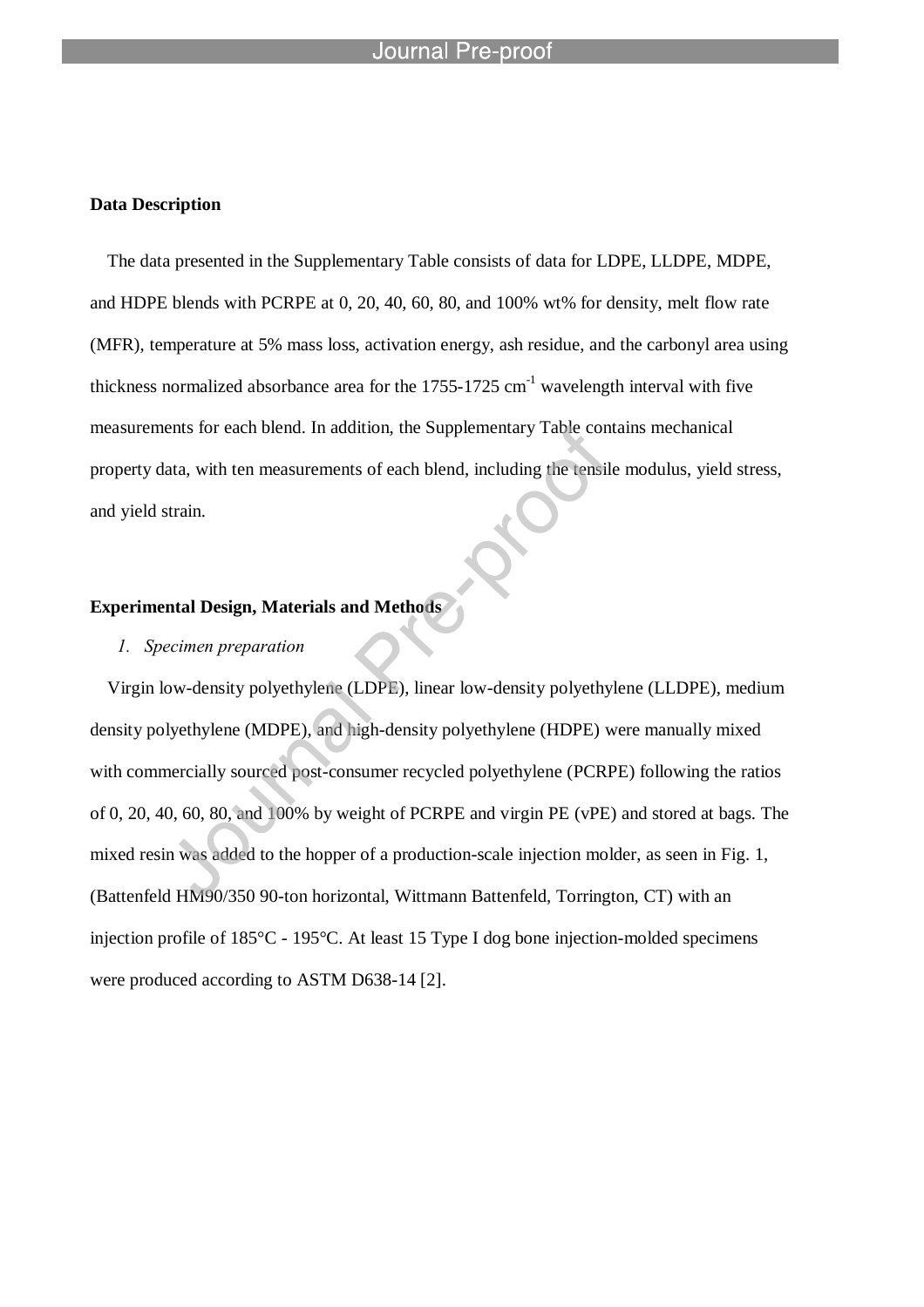**Data Description**

The data presented in the Supplementary Table consists of data for LDPE, LLDPE, MDPE, and HDPE blends with PCRPE at 0, 20, 40, 60, 80, and 100% wt% for density, melt flow rate (MFR), temperature at 5% mass loss, activation energy, ash residue, and the carbonyl area using thickness normalized absorbance area for the 1755-1725 $cm^{-1}$ wavelength interval with five measurements for each blend. In addition, the Supplementary Table contains mechanical property data, with ten measurements of each blend, including the tensile modulus, yield stress, and yield strain.

**Experimental Design, Materials and Methods**

*1. Specimen preparation*

Virgin low-density polyethylene (LDPE), linear low-density polyethylene (LLDPE), medium density polyethylene (MDPE), and high-density polyethylene (HDPE) were manually mixed with commercially sourced post-consumer recycled polyethylene (PCRPE) following the ratios of 0, 20, 40, 60, 80, and 100% by weight of PCRPE and virgin PE (vPE) and stored at bags. The mixed resin was added to the hopper of a production-scale injection molder, as seen in Fig. 1, (Battenfeld HM90/350 90-ton horizontal, Wittmann Battenfeld, Torrington, CT) with an injection profile of 185°C - 195°C. At least 15 Type I dog bone injection-molded specimens were produced according to ASTM D638-14 [2].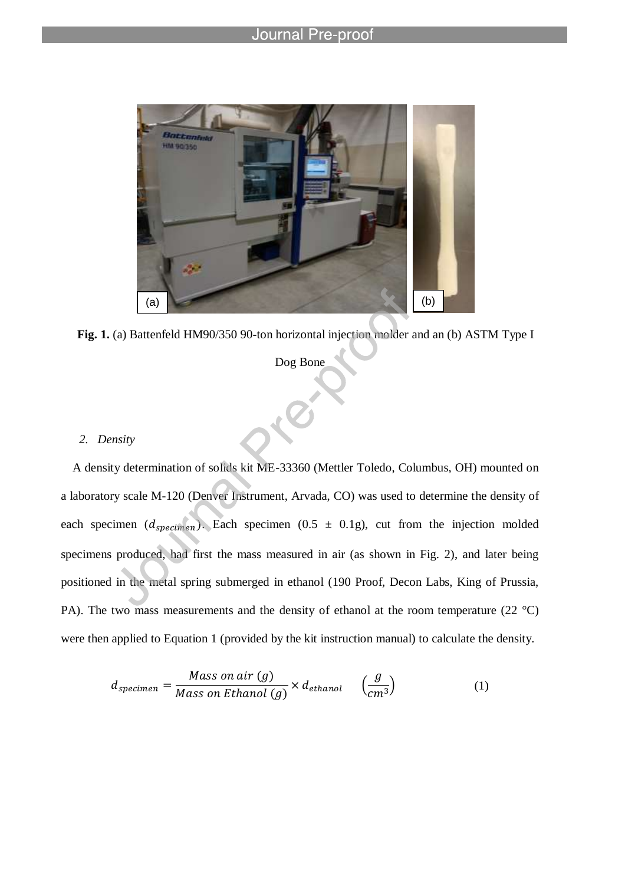**Fig. 1.** (a) Battenfeld HM90/350 90-ton horizontal injection molder and an (b) ASTM Type I Dog Bone

## 2. *Density*

A density determination of solids kit ME-33360 (Mettler Toledo, Columbus, OH) mounted on a laboratory scale M-120 (Denver Instrument, Arvada, CO) was used to determine the density of each specimen ($d_{specimen}$). Each specimen (0.5 ± 0.1g), cut from the injection molded specimens produced, had first the mass measured in air (as shown in Fig. 2), and later being positioned in the metal spring submerged in ethanol (190 Proof, Decon Labs, King of Prussia, PA). The two mass measurements and the density of ethanol at the room temperature (22 °C) were then applied to Equation 1 (provided by the kit instruction manual) to calculate the density.

$$d_{specimen} = \frac{Mass\ on\ air\ (g)}{Mass\ on\ Ethanol\ (g)} \times d_{ethanol} \quad \left(\frac{g}{cm^3}\right) \tag{1}$$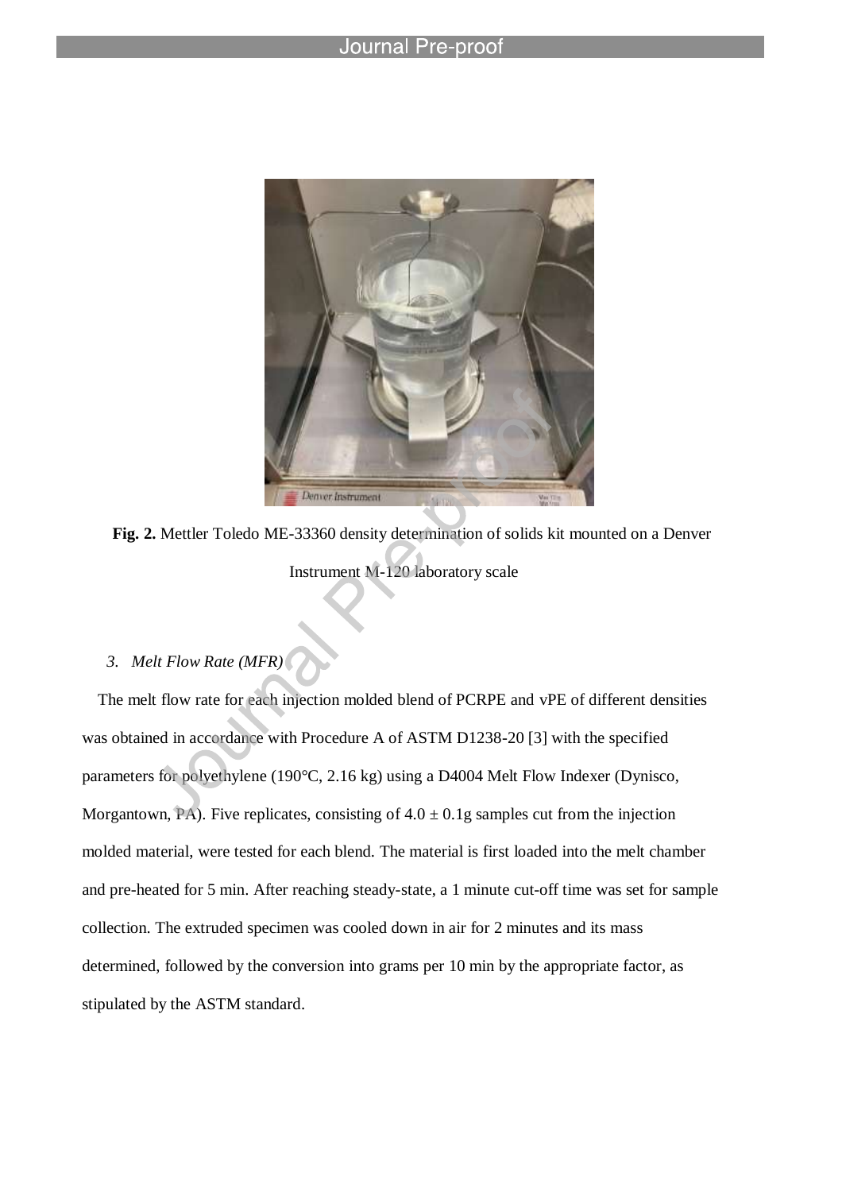**Fig. 2.** Mettler Toledo ME-33360 density determination of solids kit mounted on a Denver Instrument M-120 laboratory scale

### *3. Melt Flow Rate (MFR)*

The melt flow rate for each injection molded blend of PCRPE and vPE of different densities was obtained in accordance with Procedure A of ASTM D1238-20 [3] with the specified parameters for polyethylene (190°C, 2.16 kg) using a D4004 Melt Flow Indexer (Dynisco, Morgantown, PA). Five replicates, consisting of $4.0 \pm 0.1$g samples cut from the injection molded material, were tested for each blend. The material is first loaded into the melt chamber and pre-heated for 5 min. After reaching steady-state, a 1 minute cut-off time was set for sample collection. The extruded specimen was cooled down in air for 2 minutes and its mass determined, followed by the conversion into grams per 10 min by the appropriate factor, as stipulated by the ASTM standard.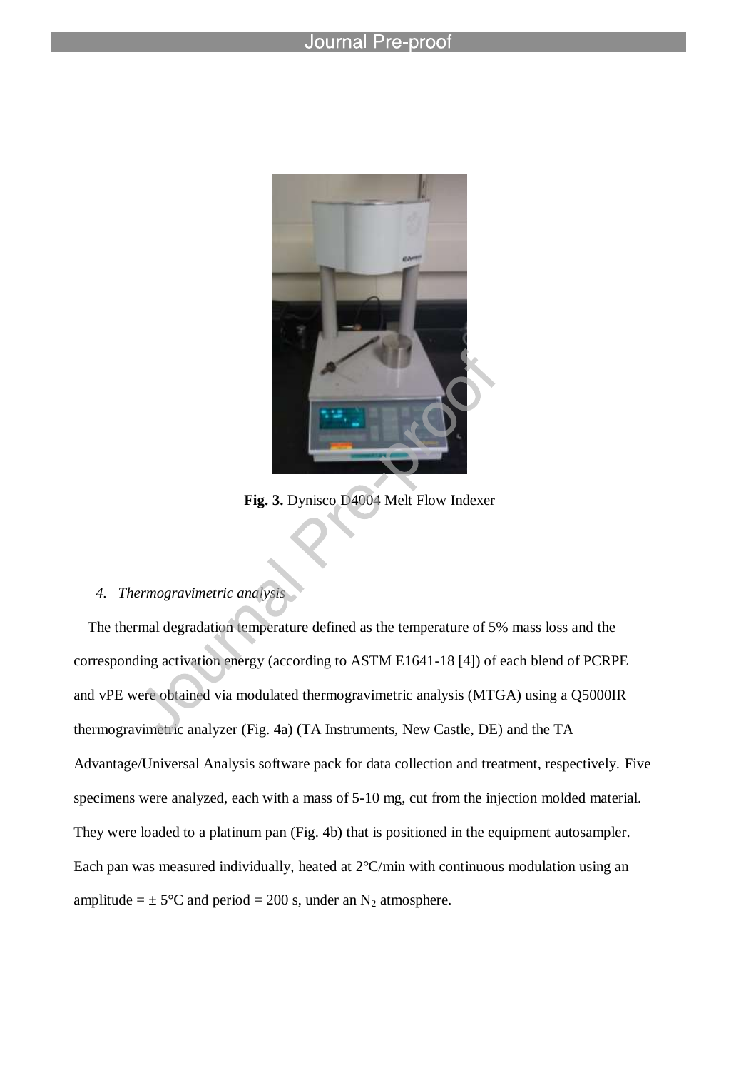**Fig. 3.** Dynisco D4004 Melt Flow Indexer

4. *Thermogravimetric analysis*

The thermal degradation temperature defined as the temperature of 5% mass loss and the corresponding activation energy (according to ASTM E1641-18 [4]) of each blend of PCRPE and vPE were obtained via modulated thermogravimetric analysis (MTGA) using a Q5000IR thermogravimetric analyzer (Fig. 4a) (TA Instruments, New Castle, DE) and the TA Advantage/Universal Analysis software pack for data collection and treatment, respectively. Five specimens were analyzed, each with a mass of 5-10 mg, cut from the injection molded material. They were loaded to a platinum pan (Fig. 4b) that is positioned in the equipment autosampler. Each pan was measured individually, heated at 2°C/min with continuous modulation using an amplitude = ± 5°C and period = 200 s, under an $N_2$ atmosphere.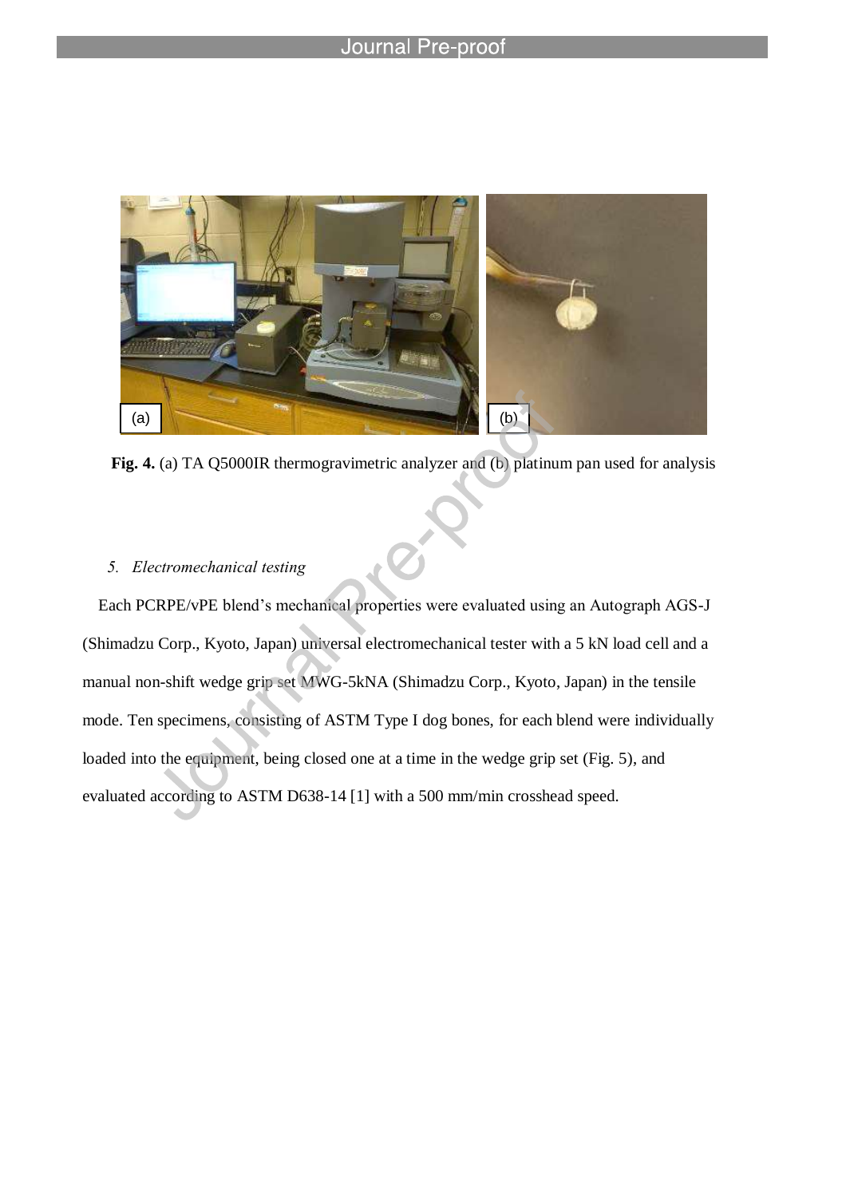**Fig. 4.** (a) TA Q5000IR thermogravimetric analyzer and (b) platinum pan used for analysis

*5. Electromechanical testing*

Each PCRPE/vPE blend's mechanical properties were evaluated using an Autograph AGS-J (Shimadzu Corp., Kyoto, Japan) universal electromechanical tester with a 5 kN load cell and a manual non-shift wedge grip set MWG-5kNA (Shimadzu Corp., Kyoto, Japan) in the tensile mode. Ten specimens, consisting of ASTM Type I dog bones, for each blend were individually loaded into the equipment, being closed one at a time in the wedge grip set (Fig. 5), and evaluated according to ASTM D638-14 [1] with a 500 mm/min crosshead speed.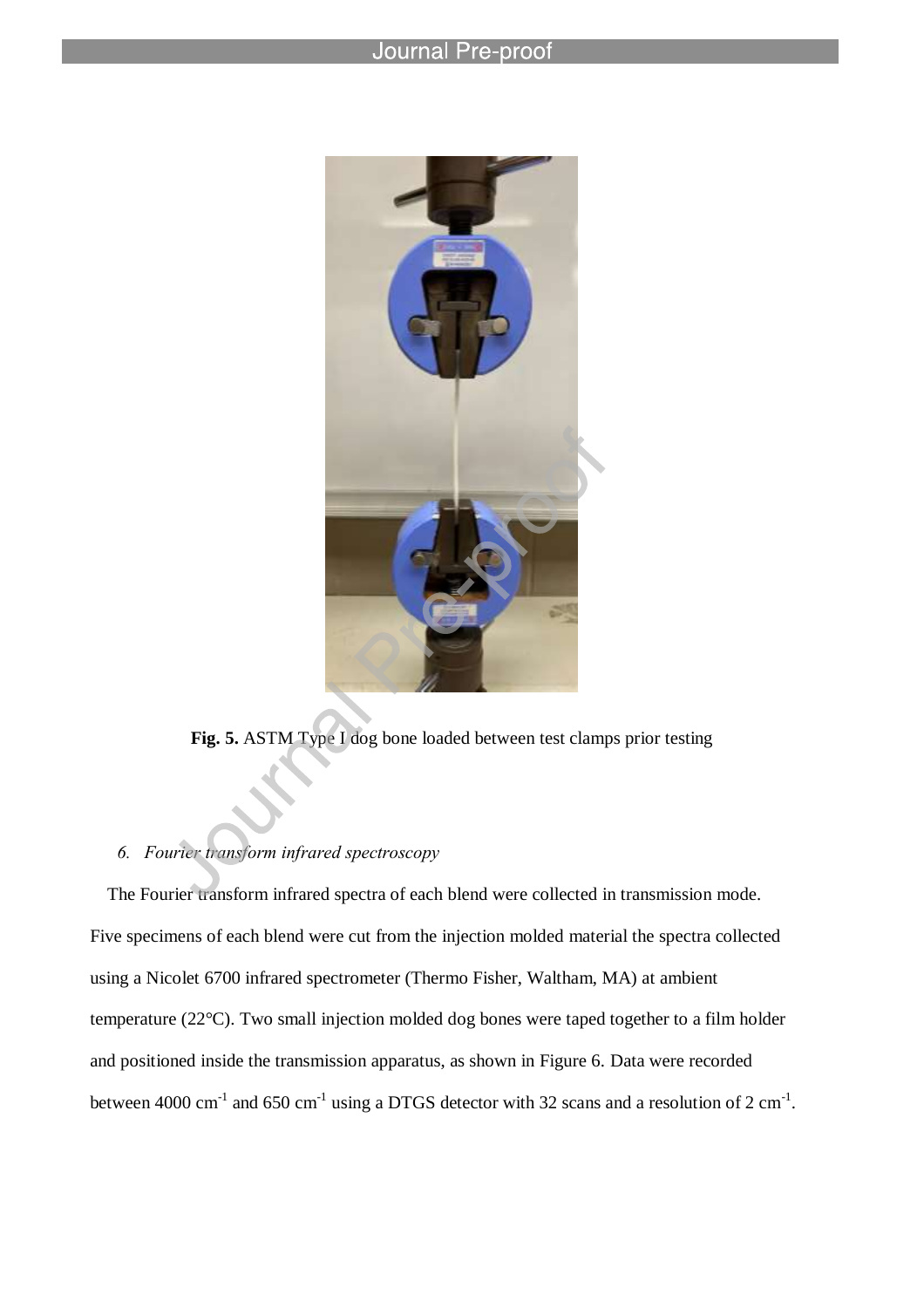**Fig. 5.** ASTM Type I dog bone loaded between test clamps prior testing

### *6. Fourier transform infrared spectroscopy*

The Fourier transform infrared spectra of each blend were collected in transmission mode. Five specimens of each blend were cut from the injection molded material the spectra collected using a Nicolet 6700 infrared spectrometer (Thermo Fisher, Waltham, MA) at ambient temperature (22°C). Two small injection molded dog bones were taped together to a film holder and positioned inside the transmission apparatus, as shown in Figure 6. Data were recorded between 4000 $cm^{-1}$ and 650 $cm^{-1}$ using a DTGS detector with 32 scans and a resolution of 2 $cm^{-1}$.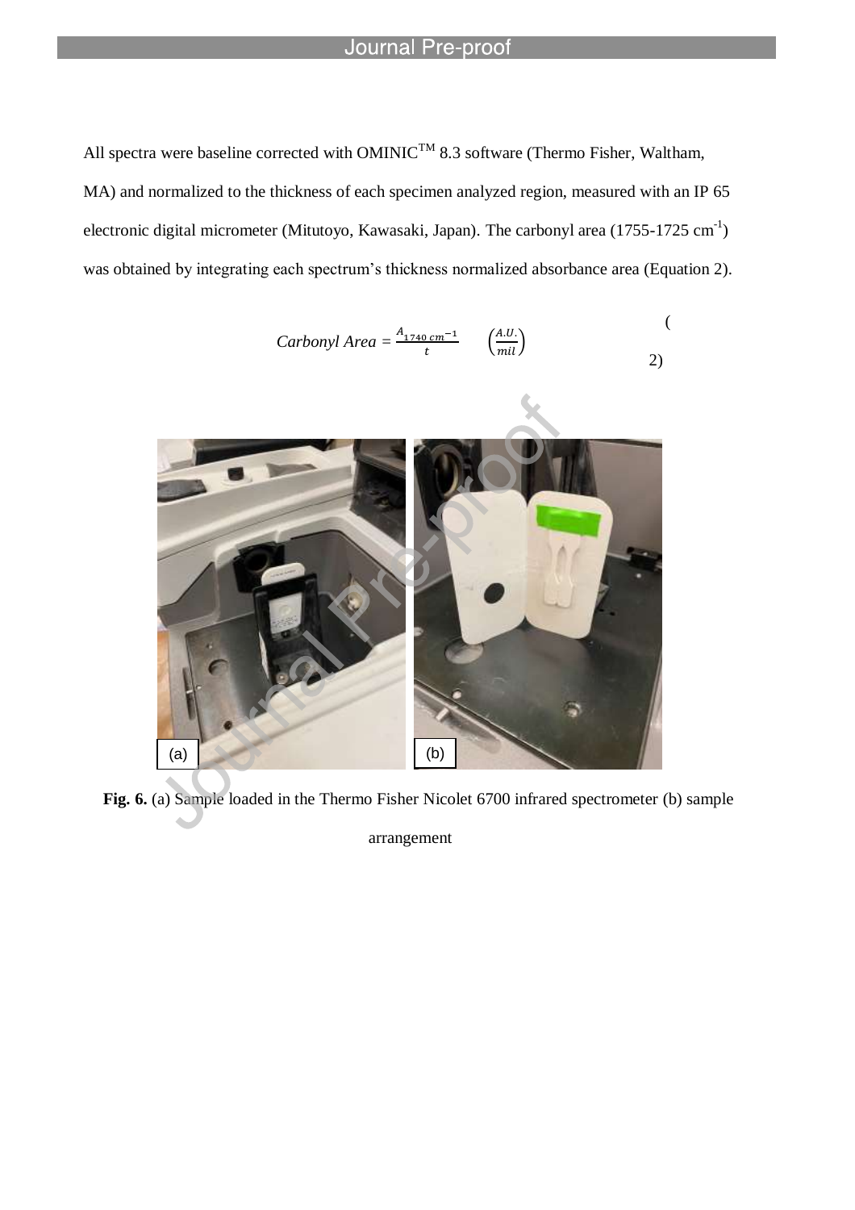All spectra were baseline corrected with OMINIC™ 8.3 software (Thermo Fisher, Waltham, MA) and normalized to the thickness of each specimen analyzed region, measured with an IP 65 electronic digital micrometer (Mitutoyo, Kawasaki, Japan). The carbonyl area (1755-1725 $cm^{-1}$) was obtained by integrating each spectrum's thickness normalized absorbance area (Equation 2).

$$Carbonyl\ Area = \frac{A_{1740\ cm^{-1}}}{t} \quad \left(\frac{A.U.}{mil}\right) \tag{2}$$

**Fig. 6.** (a) Sample loaded in the Thermo Fisher Nicolet 6700 infrared spectrometer (b) sample arrangement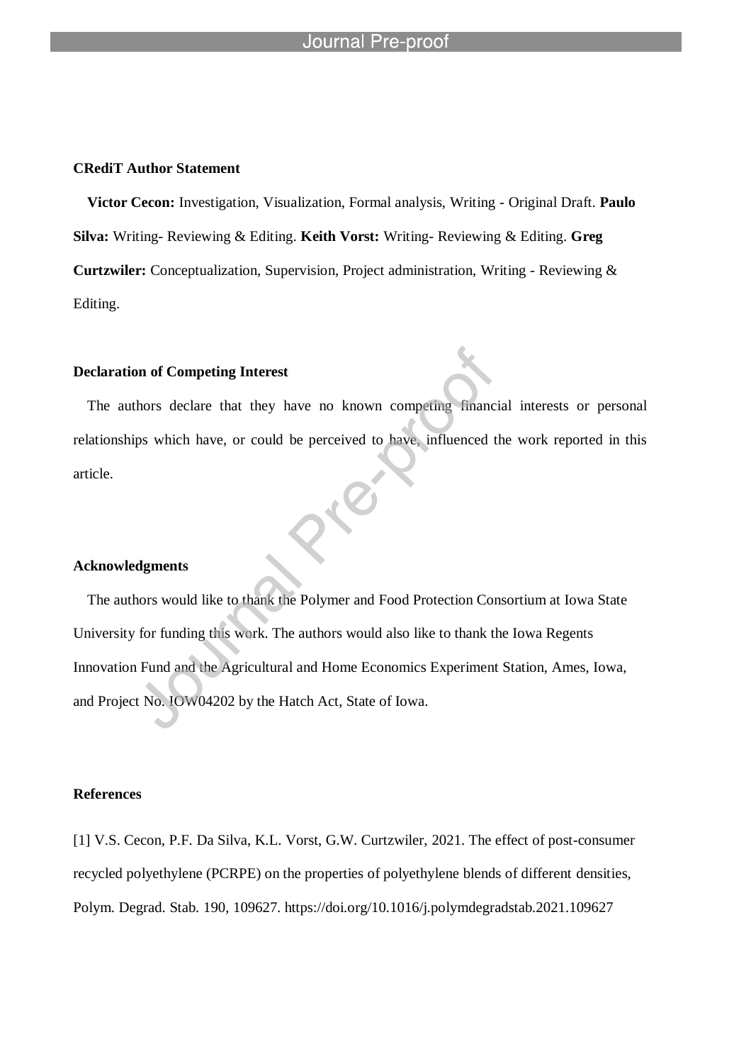**CRediT Author Statement**

**Victor Cecon:** Investigation, Visualization, Formal analysis, Writing - Original Draft. **Paulo Silva:** Writing- Reviewing & Editing. **Keith Vorst:** Writing- Reviewing & Editing. **Greg Curtzwiler:** Conceptualization, Supervision, Project administration, Writing - Reviewing & Editing.

**Declaration of Competing Interest**

The authors declare that they have no known competing financial interests or personal relationships which have, or could be perceived to have, influenced the work reported in this article.

**Acknowledgments**

The authors would like to thank the Polymer and Food Protection Consortium at Iowa State University for funding this work. The authors would also like to thank the Iowa Regents Innovation Fund and the Agricultural and Home Economics Experiment Station, Ames, Iowa, and Project No. IOW04202 by the Hatch Act, State of Iowa.

**References**

[1] V.S. Cecon, P.F. Da Silva, K.L. Vorst, G.W. Curtzwiler, 2021. The effect of post-consumer recycled polyethylene (PCRPE) on the properties of polyethylene blends of different densities, Polym. Degrad. Stab. 190, 109627. https://doi.org/10.1016/j.polymdegradstab.2021.109627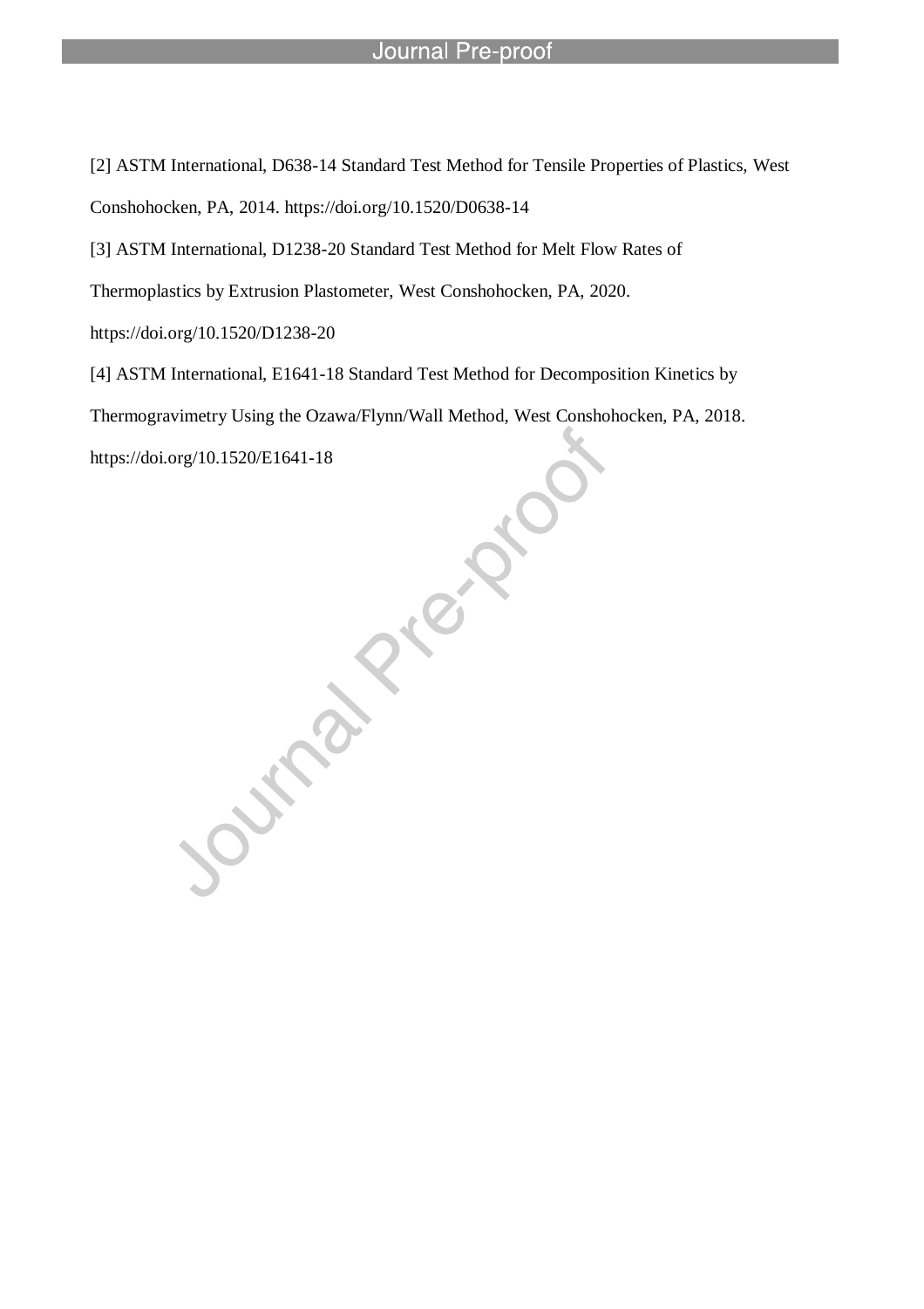[2] ASTM International, D638-14 Standard Test Method for Tensile Properties of Plastics, West Conshohocken, PA, 2014. https://doi.org/10.1520/D0638-14

[3] ASTM International, D1238-20 Standard Test Method for Melt Flow Rates of Thermoplastics by Extrusion Plastometer, West Conshohocken, PA, 2020. https://doi.org/10.1520/D1238-20

[4] ASTM International, E1641-18 Standard Test Method for Decomposition Kinetics by Thermogravimetry Using the Ozawa/Flynn/Wall Method, West Conshohocken, PA, 2018. https://doi.org/10.1520/E1641-18